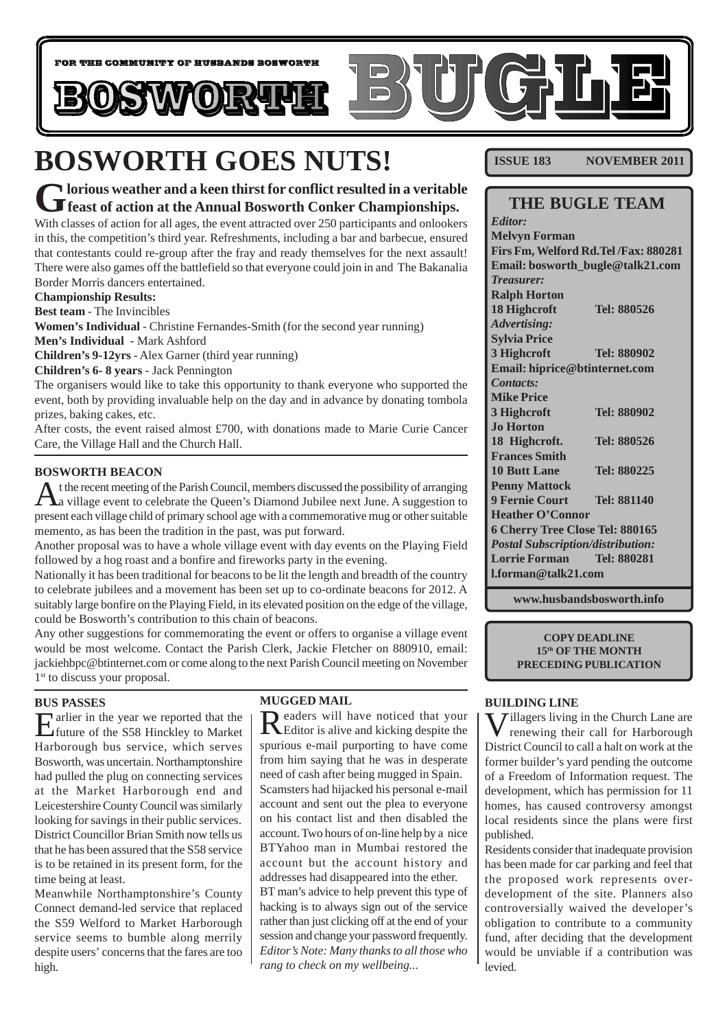FOR THE COMMUNITY OF HUSBANDS BOSWORTH

# BOSWORTH BUGLE

**ISSUE 183 NOVEMBER 2011**

# BOSWORTH GOES NUTS!

## Glorious weather and a keen thirst for conflict resulted in a veritable feast of action at the Annual Bosworth Conker Championships.

With classes of action for all ages, the event attracted over 250 participants and onlookers in this, the competition's third year. Refreshments, including a bar and barbecue, ensured that contestants could re-group after the fray and ready themselves for the next assault! There were also games off the battlefield so that everyone could join in and The Bakanalia Border Morris dancers entertained.

**Championship Results:**

**Best team** - The Invincibles

**Women's Individual** - Christine Fernandes-Smith (for the second year running)

**Men's Individual** - Mark Ashford

**Children's 9-12yrs** - Alex Garner (third year running)

**Children's 6- 8 years** - Jack Pennington

The organisers would like to take this opportunity to thank everyone who supported the event, both by providing invaluable help on the day and in advance by donating tombola prizes, baking cakes, etc.

After costs, the event raised almost £700, with donations made to Marie Curie Cancer Care, the Village Hall and the Church Hall.

### BOSWORTH BEACON

At the recent meeting of the Parish Council, members discussed the possibility of arranging a village event to celebrate the Queen's Diamond Jubilee next June. A suggestion to present each village child of primary school age with a commemorative mug or other suitable memento, as has been the tradition in the past, was put forward.

Another proposal was to have a whole village event with day events on the Playing Field followed by a hog roast and a bonfire and fireworks party in the evening.

Nationally it has been traditional for beacons to be lit the length and breadth of the country to celebrate jubilees and a movement has been set up to co-ordinate beacons for 2012. A suitably large bonfire on the Playing Field, in its elevated position on the edge of the village, could be Bosworth's contribution to this chain of beacons.

Any other suggestions for commemorating the event or offers to organise a village event would be most welcome. Contact the Parish Clerk, Jackie Fletcher on 880910, email: jackiehbpc@btinternet.com or come along to the next Parish Council meeting on November 1st to discuss your proposal.

### BUS PASSES

Earlier in the year we reported that the future of the S58 Hinckley to Market Harborough bus service, which serves Bosworth, was uncertain. Northamptonshire had pulled the plug on connecting services at the Market Harborough end and Leicestershire County Council was similarly looking for savings in their public services. District Councillor Brian Smith now tells us that he has been assured that the S58 service is to be retained in its present form, for the time being at least.

Meanwhile Northamptonshire's County Connect demand-led service that replaced the S59 Welford to Market Harborough service seems to bumble along merrily despite users' concerns that the fares are too high.

### MUGGED MAIL

Readers will have noticed that your Editor is alive and kicking despite the spurious e-mail purporting to have come from him saying that he was in desperate need of cash after being mugged in Spain. Scamsters had hijacked his personal e-mail account and sent out the plea to everyone on his contact list and then disabled the account. Two hours of on-line help by a nice BTYahoo man in Mumbai restored the account but the account history and addresses had disappeared into the ether.

BT man's advice to help prevent this type of hacking is to always sign out of the service rather than just clicking off at the end of your session and change your password frequently.

*Editor's Note: Many thanks to all those who rang to check on my wellbeing...*

### BUILDING LINE

Villagers living in the Church Lane are renewing their call for Harborough District Council to call a halt on work at the former builder's yard pending the outcome of a Freedom of Information request. The development, which has permission for 11 homes, has caused controversy amongst local residents since the plans were first published.

Residents consider that inadequate provision has been made for car parking and feel that the proposed work represents over-development of the site. Planners also controversially waived the developer's obligation to contribute to a community fund, after deciding that the development would be unviable if a contribution was levied.

---

## THE BUGLE TEAM

*Editor:*
**Melvyn Forman**
**Firs Fm, Welford Rd.Tel /Fax: 880281**
**Email: bosworth_bugle@talk21.com**

*Treasurer:*
**Ralph Horton**
**18 Highcroft Tel: 880526**

*Advertising:*
**Sylvia Price**
**3 Highcroft Tel: 880902**
**Email: hiprice@btinternet.com**

*Contacts:*
**Mike Price**
**3 Highcroft Tel: 880902**
**Jo Horton**
**18 Highcroft. Tel: 880526**
**Frances Smith**
**10 Butt Lane Tel: 880225**
**Penny Mattock**
**9 Fernie Court Tel: 881140**
**Heather O'Connor**
**6 Cherry Tree Close Tel: 880165**

*Postal Subscription/distribution:*
**Lorrie Forman Tel: 880281**
**l.forman@talk21.com**

**www.husbandsbosworth.info**

**COPY DEADLINE**
**15th OF THE MONTH**
**PRECEDING PUBLICATION**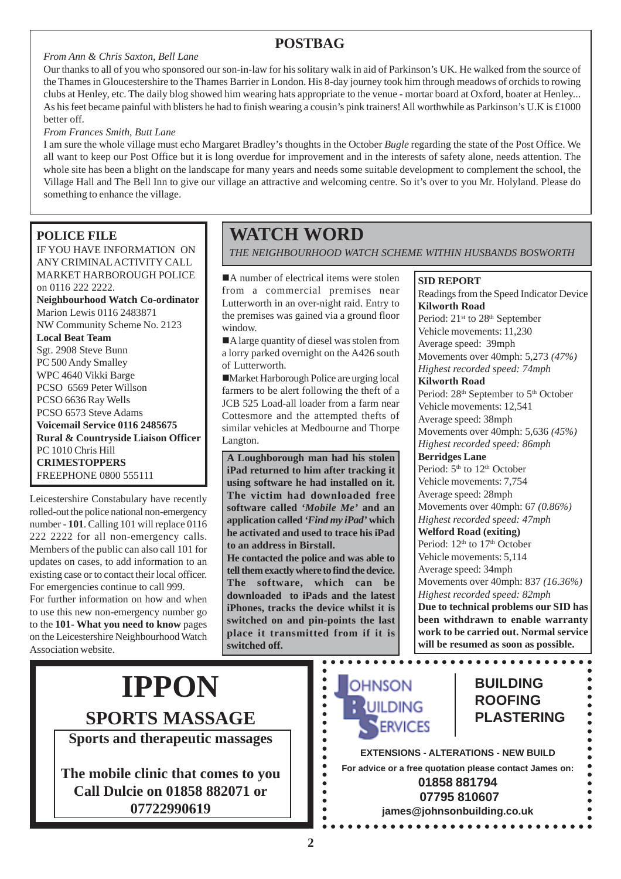## POSTBAG

*From Ann & Chris Saxton, Bell Lane*

Our thanks to all of you who sponsored our son-in-law for his solitary walk in aid of Parkinson's UK. He walked from the source of the Thames in Gloucestershire to the Thames Barrier in London. His 8-day journey took him through meadows of orchids to rowing clubs at Henley, etc. The daily blog showed him wearing hats appropriate to the venue - mortar board at Oxford, boater at Henley... As his feet became painful with blisters he had to finish wearing a cousin's pink trainers! All worthwhile as Parkinson's U.K is £1000 better off.

*From Frances Smith, Butt Lane*

I am sure the whole village must echo Margaret Bradley's thoughts in the October *Bugle* regarding the state of the Post Office. We all want to keep our Post Office but it is long overdue for improvement and in the interests of safety alone, needs attention. The whole site has been a blight on the landscape for many years and needs some suitable development to complement the school, the Village Hall and The Bell Inn to give our village an attractive and welcoming centre. So it's over to you Mr. Holyland. Please do something to enhance the village.

## POLICE FILE

IF YOU HAVE INFORMATION ON ANY CRIMINAL ACTIVITY CALL MARKET HARBOROUGH POLICE on 0116 222 2222.

**Neighbourhood Watch Co-ordinator**
Marion Lewis 0116 2483871
NW Community Scheme No. 2123

**Local Beat Team**
Sgt. 2908 Steve Bunn
PC 500 Andy Smalley
WPC 4640 Vikki Barge
PCSO 6569 Peter Willson
PCSO 6636 Ray Wells
PCSO 6573 Steve Adams

**Voicemail Service 0116 2485675**

**Rural & Countryside Liaison Officer**
PC 1010 Chris Hill

**CRIMESTOPPERS**
FREEPHONE 0800 555111

Leicestershire Constabulary have recently rolled-out the police national non-emergency number - **101**. Calling 101 will replace 0116 222 2222 for all non-emergency calls. Members of the public can also call 101 for updates on cases, to add information to an existing case or to contact their local officer. For emergencies continue to call 999.

For further information on how and when to use this new non-emergency number go to the **101- What you need to know** pages on the Leicestershire Neighbourhood Watch Association website.

## WATCH WORD

*THE NEIGHBOURHOOD WATCH SCHEME WITHIN HUSBANDS BOSWORTH*

- A number of electrical items were stolen from a commercial premises near Lutterworth in an over-night raid. Entry to the premises was gained via a ground floor window.
- A large quantity of diesel was stolen from a lorry parked overnight on the A426 south of Lutterworth.
- Market Harborough Police are urging local farmers to be alert following the theft of a JCB 525 Load-all loader from a farm near Cottesmore and the attempted thefts of similar vehicles at Medbourne and Thorpe Langton.

**A Loughborough man had his stolen iPad returned to him after tracking it using software he had installed on it. The victim had downloaded free software called *'Mobile Me'* and an application called *'Find my iPad'* which he activated and used to trace his iPad to an address in Birstall.**

**He contacted the police and was able to tell them exactly where to find the device. The software, which can be downloaded to iPads and the latest iPhones, tracks the device whilst it is switched on and pin-points the last place it transmitted from if it is switched off.**

### SID REPORT

Readings from the Speed Indicator Device

**Kilworth Road**
Period: 21st to 28th September
Vehicle movements: 11,230
Average speed: 39mph
Movements over 40mph: 5,273 *(47%)*
*Highest recorded speed: 74mph*

**Kilworth Road**
Period: 28th September to 5th October
Vehicle movements: 12,541
Average speed: 38mph
Movements over 40mph: 5,636 *(45%)*
*Highest recorded speed: 86mph*

**Berridges Lane**
Period: 5th to 12th October
Vehicle movements: 7,754
Average speed: 28mph
Movements over 40mph: 67 *(0.86%)*
*Highest recorded speed: 47mph*

**Welford Road (exiting)**
Period: 12th to 17th October
Vehicle movements: 5,114
Average speed: 34mph
Movements over 40mph: 837 *(16.36%)*
*Highest recorded speed: 82mph*

**Due to technical problems our SID has been withdrawn to enable warranty work to be carried out. Normal service will be resumed as soon as possible.**

# IPPON

## SPORTS MASSAGE

**Sports and therapeutic massages**

**The mobile clinic that comes to you**
**Call Dulcie on 01858 882071 or 07722990619**

**JOHNSON BUILDING SERVICES**

**BUILDING**
**ROOFING**
**PLASTERING**

**EXTENSIONS - ALTERATIONS - NEW BUILD**

**For advice or a free quotation please contact James on:**
**01858 881794**
**07795 810607**
**james@johnsonbuilding.co.uk**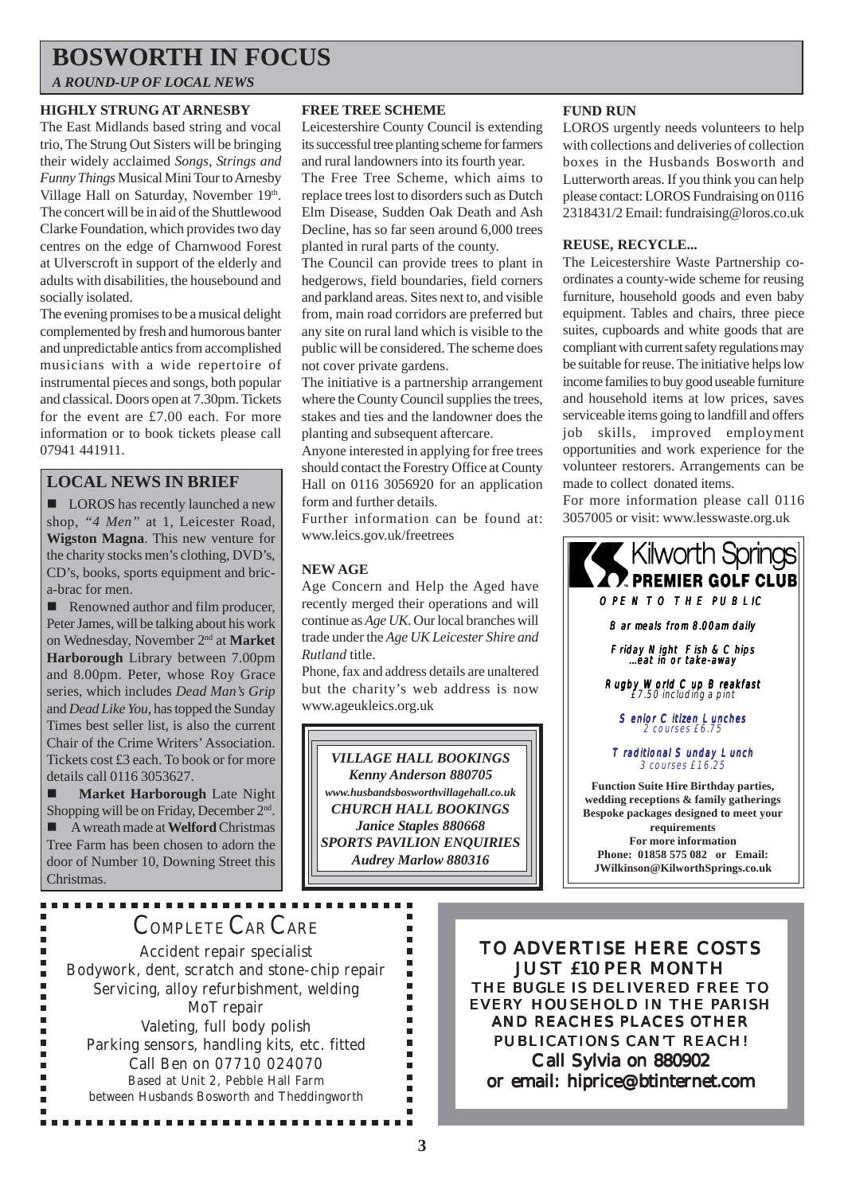# BOSWORTH IN FOCUS

*A ROUND-UP OF LOCAL NEWS*

### HIGHLY STRUNG AT ARNESBY

The East Midlands based string and vocal trio, The Strung Out Sisters will be bringing their widely acclaimed *Songs, Strings and Funny Things* Musical Mini Tour to Arnesby Village Hall on Saturday, November 19th. The concert will be in aid of the Shuttlewood Clarke Foundation, which provides two day centres on the edge of Charnwood Forest at Ulverscroft in support of the elderly and adults with disabilities, the housebound and socially isolated.

The evening promises to be a musical delight complemented by fresh and humorous banter and unpredictable antics from accomplished musicians with a wide repertoire of instrumental pieces and songs, both popular and classical. Doors open at 7.30pm. Tickets for the event are £7.00 each. For more information or to book tickets please call 07941 441911.

## LOCAL NEWS IN BRIEF

- LOROS has recently launched a new shop, *"4 Men"* at 1, Leicester Road, **Wigston Magna**. This new venture for the charity stocks men's clothing, DVD's, CD's, books, sports equipment and bric-a-brac for men.
- Renowned author and film producer, Peter James, will be talking about his work on Wednesday, November 2nd at **Market Harborough** Library between 7.00pm and 8.00pm. Peter, whose Roy Grace series, which includes *Dead Man's Grip* and *Dead Like You*, has topped the Sunday Times best seller list, is also the current Chair of the Crime Writers' Association. Tickets cost £3 each. To book or for more details call 0116 3053627.
- **Market Harborough** Late Night Shopping will be on Friday, December 2nd.
- A wreath made at **Welford** Christmas Tree Farm has been chosen to adorn the door of Number 10, Downing Street this Christmas.

### FREE TREE SCHEME

Leicestershire County Council is extending its successful tree planting scheme for farmers and rural landowners into its fourth year.

The Free Tree Scheme, which aims to replace trees lost to disorders such as Dutch Elm Disease, Sudden Oak Death and Ash Decline, has so far seen around 6,000 trees planted in rural parts of the county.

The Council can provide trees to plant in hedgerows, field boundaries, field corners and parkland areas. Sites next to, and visible from, main road corridors are preferred but any site on rural land which is visible to the public will be considered. The scheme does not cover private gardens.

The initiative is a partnership arrangement where the County Council supplies the trees, stakes and ties and the landowner does the planting and subsequent aftercare.

Anyone interested in applying for free trees should contact the Forestry Office at County Hall on 0116 3056920 for an application form and further details.

Further information can be found at: www.leics.gov.uk/freetrees

### NEW AGE

Age Concern and Help the Aged have recently merged their operations and will continue as *Age UK*. Our local branches will trade under the *Age UK Leicester Shire and Rutland* title.

Phone, fax and address details are unaltered but the charity's web address is now www.ageukleics.org.uk

***VILLAGE HALL BOOKINGS***
***Kenny Anderson 880705***
***www.husbandsbosworthvillagehall.co.uk***
***CHURCH HALL BOOKINGS***
***Janice Staples 880668***
***SPORTS PAVILION ENQUIRIES***
***Audrey Marlow 880316***

### FUND RUN

LOROS urgently needs volunteers to help with collections and deliveries of collection boxes in the Husbands Bosworth and Lutterworth areas. If you think you can help please contact: LOROS Fundraising on 0116 2318431/2 Email: fundraising@loros.co.uk

### REUSE, RECYCLE...

The Leicestershire Waste Partnership co-ordinates a county-wide scheme for reusing furniture, household goods and even baby equipment. Tables and chairs, three piece suites, cupboards and white goods that are compliant with current safety regulations may be suitable for reuse. The initiative helps low income families to buy good useable furniture and household items at low prices, saves serviceable items going to landfill and offers job skills, improved employment opportunities and work experience for the volunteer restorers. Arrangements can be made to collect donated items.

For more information please call 0116 3057005 or visit: www.lesswaste.org.uk

**Kilworth Springs PREMIER GOLF CLUB**

OPEN TO THE PUBLIC

Bar meals from 8.00am daily

Friday Night Fish & Chips
...eat in or take-away

Rugby World Cup Breakfast
£7.50 including a pint

Senior Citizen Lunches
2 courses £6.75

Traditional Sunday Lunch
3 courses £16.25

**Function Suite Hire Birthday parties, wedding receptions & family gatherings**
**Bespoke packages designed to meet your requirements**
**For more information**
**Phone: 01858 575 082 or Email: JWilkinson@KilworthSprings.co.uk**

COMPLETE CAR CARE

Accident repair specialist
Bodywork, dent, scratch and stone-chip repair
Servicing, alloy refurbishment, welding
MoT repair
Valeting, full body polish
Parking sensors, handling kits, etc. fitted
Call Ben on 07710 024070
Based at Unit 2, Pebble Hall Farm
between Husbands Bosworth and Theddingworth

TO ADVERTISE HERE COSTS
JUST £10 PER MONTH
THE BUGLE IS DELIVERED FREE TO EVERY HOUSEHOLD IN THE PARISH AND REACHES PLACES OTHER PUBLICATIONS CAN'T REACH!
Call Sylvia on 880902
or email: hiprice@btinternet.com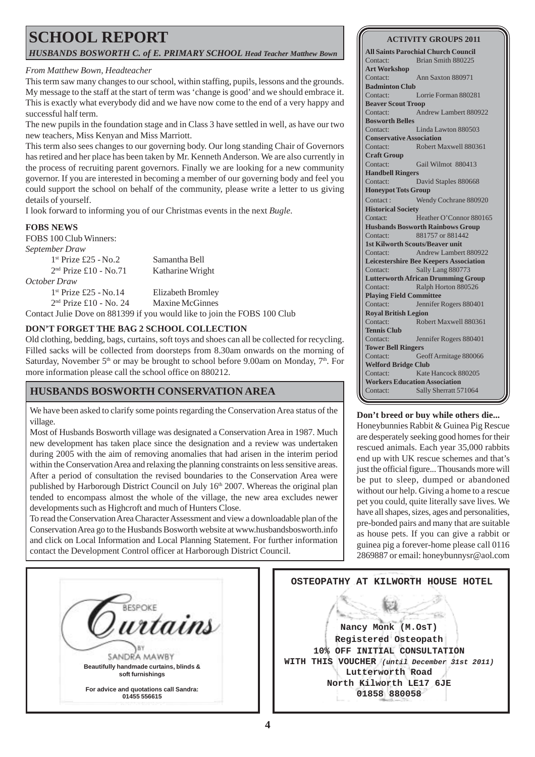# SCHOOL REPORT

*HUSBANDS BOSWORTH C. of E. PRIMARY SCHOOL Head Teacher Matthew Bown*

*From Matthew Bown, Headteacher*

This term saw many changes to our school, within staffing, pupils, lessons and the grounds. My message to the staff at the start of term was 'change is good' and we should embrace it. This is exactly what everybody did and we have now come to the end of a very happy and successful half term.

The new pupils in the foundation stage and in Class 3 have settled in well, as have our two new teachers, Miss Kenyan and Miss Marriott.

This term also sees changes to our governing body. Our long standing Chair of Governors has retired and her place has been taken by Mr. Kenneth Anderson. We are also currently in the process of recruiting parent governors. Finally we are looking for a new community governor. If you are interested in becoming a member of our governing body and feel you could support the school on behalf of the community, please write a letter to us giving details of yourself.

I look forward to informing you of our Christmas events in the next *Bugle*.

### FOBS NEWS

FOBS 100 Club Winners:

*September Draw*

| | |
|---|---|
| 1st Prize £25 - No.2 | Samantha Bell |
| 2nd Prize £10 - No.71 | Katharine Wright |

*October Draw*

| | |
|---|---|
| 1st Prize £25 - No.14 | Elizabeth Bromley |
| 2nd Prize £10 - No. 24 | Maxine McGinnes |

Contact Julie Dove on 881399 if you would like to join the FOBS 100 Club

### DON'T FORGET THE BAG 2 SCHOOL COLLECTION

Old clothing, bedding, bags, curtains, soft toys and shoes can all be collected for recycling. Filled sacks will be collected from doorsteps from 8.30am onwards on the morning of Saturday, November 5th or may be brought to school before 9.00am on Monday, 7th. For more information please call the school office on 880212.

## HUSBANDS BOSWORTH CONSERVATION AREA

We have been asked to clarify some points regarding the Conservation Area status of the village.

Most of Husbands Bosworth village was designated a Conservation Area in 1987. Much new development has taken place since the designation and a review was undertaken during 2005 with the aim of removing anomalies that had arisen in the interim period within the Conservation Area and relaxing the planning constraints on less sensitive areas. After a period of consultation the revised boundaries to the Conservation Area were published by Harborough District Council on July 16th 2007. Whereas the original plan tended to encompass almost the whole of the village, the new area excludes newer developments such as Highcroft and much of Hunters Close.

To read the Conservation Area Character Assessment and view a downloadable plan of the Conservation Area go to the Husbands Bosworth website at www.husbandsbosworth.info and click on Local Information and Local Planning Statement. For further information contact the Development Control officer at Harborough District Council.

### ACTIVITY GROUPS 2011

**All Saints Parochial Church Council**
Contact: Brian Smith 880225

**Art Workshop**
Contact: Ann Saxton 880971

**Badminton Club**
Contact: Lorrie Forman 880281

**Beaver Scout Troop**
Contact: Andrew Lambert 880922

**Bosworth Belles**
Contact: Linda Lawton 880503

**Conservative Association**
Contact: Robert Maxwell 880361

**Craft Group**
Contact: Gail Wilmot 880413

**Handbell Ringers**
Contact: David Staples 880668

**Honeypot Tots Group**
Contact : Wendy Cochrane 880920

**Historical Society**
Contact: Heather O'Connor 880165

**Husbands Bosworth Rainbows Group**
Contact: 881757 or 881442

**1st Kilworth Scouts/Beaver unit**
Contact: Andrew Lambert 880922

**Leicestershire Bee Keepers Association**
Contact: Sally Lang 880773

**Lutterworth African Drumming Group**
Contact: Ralph Horton 880526

**Playing Field Committee**
Contact: Jennifer Rogers 880401

**Royal British Legion**
Contact: Robert Maxwell 880361

**Tennis Club**
Contact: Jennifer Rogers 880401

**Tower Bell Ringers**
Contact: Geoff Armitage 880066

**Welford Bridge Club**
Contact: Kate Hancock 880205

**Workers Education Association**
Contact: Sally Sherratt 571064

**Don't breed or buy while others die...**

Honeybunnies Rabbit & Guinea Pig Rescue are desperately seeking good homes for their rescued animals. Each year 35,000 rabbits end up with UK rescue schemes and that's just the official figure... Thousands more will be put to sleep, dumped or abandoned without our help. Giving a home to a rescue pet you could, quite literally save lives. We have all shapes, sizes, ages and personalities, pre-bonded pairs and many that are suitable as house pets. If you can give a rabbit or guinea pig a forever-home please call 0116 2869887 or email: honeybunnysr@aol.com

BESPOKE Curtains BY SANDRA MAWBY

**Beautifully handmade curtains, blinds & soft furnishings**

**For advice and quotations call Sandra: 01455 556615**

**OSTEOPATHY AT KILWORTH HOUSE HOTEL**

**Nancy Monk (M.OsT)**
**Registered Osteopath**
**10% OFF INITIAL CONSULTATION**
**WITH THIS VOUCHER** *(until December 31st 2011)*
**Lutterworth Road**
**North Kilworth LE17 6JE**
**01858 880058**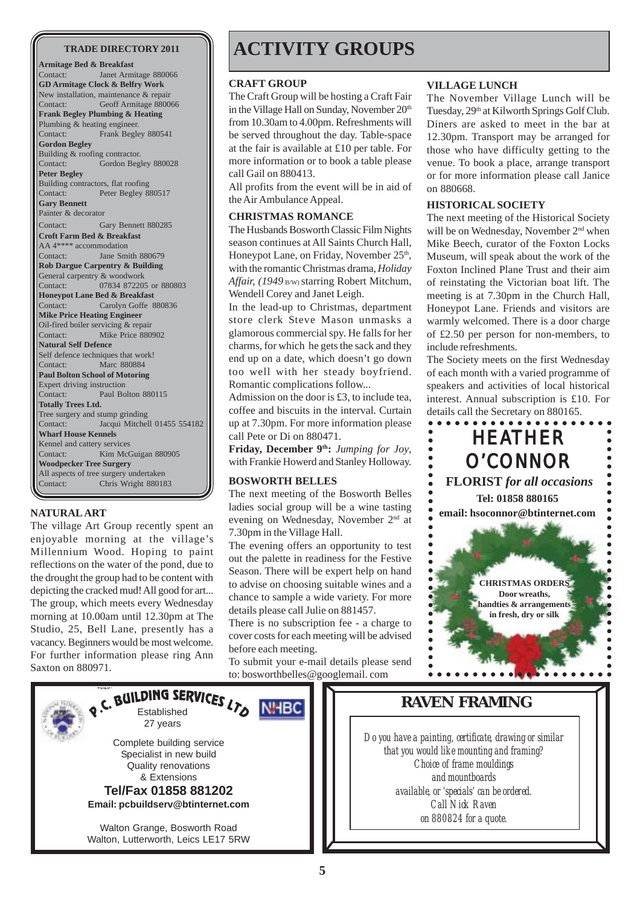## TRADE DIRECTORY 2011

**Armitage Bed & Breakfast**
Contact: Janet Armitage 880066

**GD Armitage Clock & Belfry Work**
New installation, maintenance & repair
Contact: Geoff Armitage 880066

**Frank Begley Plumbing & Heating**
Plumbing & heating engineer.
Contact: Frank Begley 880541

**Gordon Begley**
Building & roofing contractor.
Contact: Gordon Begley 880028

**Peter Begley**
Building contractors, flat roofing
Contact: Peter Begley 880517

**Gary Bennett**
Painter & decorator
Contact: Gary Bennett 880285

**Croft Farm Bed & Breakfast**
AA 4**** accommodation
Contact: Jane Smith 880679

**Rob Dargue Carpentry & Building**
General carpentry & woodwork
Contact: 07834 872205 or 880803

**Honeypot Lane Bed & Breakfast**
Contact: Carolyn Goffe 880836

**Mike Price Heating Engineer**
Oil-fired boiler servicing & repair
Contact: Mike Price 880902

**Natural Self Defence**
Self defence techniques that work!
Contact: Marc 880884

**Paul Bolton School of Motoring**
Expert driving instruction
Contact: Paul Bolton 880115

**Totally Trees Ltd.**
Tree surgery and stump grinding
Contact: Jacqui Mitchell 01455 554182

**Wharf House Kennels**
Kennel and cattery services
Contact: Kim McGuigan 880905

**Woodpecker Tree Surgery**
All aspects of tree surgery undertaken
Contact: Chris Wright 880183

### NATURAL ART

The village Art Group recently spent an enjoyable morning at the village's Millennium Wood. Hoping to paint reflections on the water of the pond, due to the drought the group had to be content with depicting the cracked mud! All good for art... The group, which meets every Wednesday morning at 10.00am until 12.30pm at The Studio, 25, Bell Lane, presently has a vacancy. Beginners would be most welcome. For further information please ring Ann Saxton on 880971.

# ACTIVITY GROUPS

### CRAFT GROUP

The Craft Group will be hosting a Craft Fair in the Village Hall on Sunday, November 20th from 10.30am to 4.00pm. Refreshments will be served throughout the day. Table-space at the fair is available at £10 per table. For more information or to book a table please call Gail on 880413.

All profits from the event will be in aid of the Air Ambulance Appeal.

### CHRISTMAS ROMANCE

The Husbands Bosworth Classic Film Nights season continues at All Saints Church Hall, Honeypot Lane, on Friday, November 25th, with the romantic Christmas drama, *Holiday Affair, (1949* B/W) starring Robert Mitchum, Wendell Corey and Janet Leigh.

In the lead-up to Christmas, department store clerk Steve Mason unmasks a glamorous commercial spy. He falls for her charms, for which he gets the sack and they end up on a date, which doesn't go down too well with her steady boyfriend. Romantic complications follow...

Admission on the door is £3, to include tea, coffee and biscuits in the interval. Curtain up at 7.30pm. For more information please call Pete or Di on 880471.

**Friday, December 9th:** *Jumping for Joy*, with Frankie Howerd and Stanley Holloway.

### BOSWORTH BELLES

The next meeting of the Bosworth Belles ladies social group will be a wine tasting evening on Wednesday, November 2nd at 7.30pm in the Village Hall.

The evening offers an opportunity to test out the palette in readiness for the Festive Season. There will be expert help on hand to advise on choosing suitable wines and a chance to sample a wide variety. For more details please call Julie on 881457.

There is no subscription fee - a charge to cover costs for each meeting will be advised before each meeting.

To submit your e-mail details please send to: bosworthbelles@googlemail. com

### VILLAGE LUNCH

The November Village Lunch will be Tuesday, 29th at Kilworth Springs Golf Club. Diners are asked to meet in the bar at 12.30pm. Transport may be arranged for those who have difficulty getting to the venue. To book a place, arrange transport or for more information please call Janice on 880668.

### HISTORICAL SOCIETY

The next meeting of the Historical Society will be on Wednesday, November 2nd when Mike Beech, curator of the Foxton Locks Museum, will speak about the work of the Foxton Inclined Plane Trust and their aim of reinstating the Victorian boat lift. The meeting is at 7.30pm in the Church Hall, Honeypot Lane. Friends and visitors are warmly welcomed. There is a door charge of £2.50 per person for non-members, to include refreshments.

The Society meets on the first Wednesday of each month with a varied programme of speakers and activities of local historical interest. Annual subscription is £10. For details call the Secretary on 880165.

**HEATHER O'CONNOR**

**FLORIST** *for all occasions*

**Tel: 01858 880165**

**email: hsoconnor@btinternet.com**

**CHRISTMAS ORDERS**
**Door wreaths, handties & arrangements in fresh, dry or silk**

**P.C. BUILDING SERVICES LTD**

Established 27 years

NHBC

Complete building service
Specialist in new build
Quality renovations
& Extensions

**Tel/Fax 01858 881202**

**Email: pcbuildserv@btinternet.com**

Walton Grange, Bosworth Road
Walton, Lutterworth, Leics LE17 5RW

## RAVEN FRAMING

*Do you have a painting, certificate, drawing or similar that you would like mounting and framing? Choice of frame mouldings and mountboards available, or 'specials' can be ordered. Call Nick Raven on 880824 for a quote.*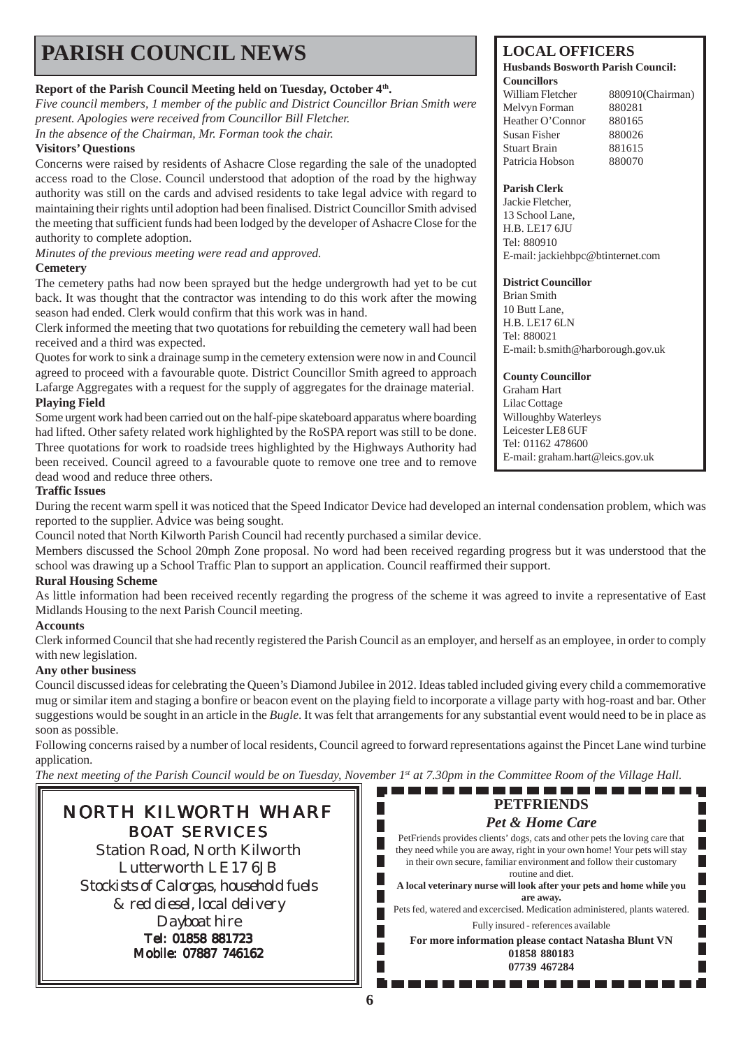# PARISH COUNCIL NEWS

**Report of the Parish Council Meeting held on Tuesday, October 4th.**

*Five council members, 1 member of the public and District Councillor Brian Smith were present. Apologies were received from Councillor Bill Fletcher.*

*In the absence of the Chairman, Mr. Forman took the chair.*

**Visitors' Questions**

Concerns were raised by residents of Ashacre Close regarding the sale of the unadopted access road to the Close. Council understood that adoption of the road by the highway authority was still on the cards and advised residents to take legal advice with regard to maintaining their rights until adoption had been finalised. District Councillor Smith advised the meeting that sufficient funds had been lodged by the developer of Ashacre Close for the authority to complete adoption.

*Minutes of the previous meeting were read and approved.*

**Cemetery**

The cemetery paths had now been sprayed but the hedge undergrowth had yet to be cut back. It was thought that the contractor was intending to do this work after the mowing season had ended. Clerk would confirm that this work was in hand.

Clerk informed the meeting that two quotations for rebuilding the cemetery wall had been received and a third was expected.

Quotes for work to sink a drainage sump in the cemetery extension were now in and Council agreed to proceed with a favourable quote. District Councillor Smith agreed to approach Lafarge Aggregates with a request for the supply of aggregates for the drainage material.

**Playing Field**

Some urgent work had been carried out on the half-pipe skateboard apparatus where boarding had lifted. Other safety related work highlighted by the RoSPA report was still to be done. Three quotations for work to roadside trees highlighted by the Highways Authority had been received. Council agreed to a favourable quote to remove one tree and to remove dead wood and reduce three others.

**Traffic Issues**

During the recent warm spell it was noticed that the Speed Indicator Device had developed an internal condensation problem, which was reported to the supplier. Advice was being sought.

Council noted that North Kilworth Parish Council had recently purchased a similar device.

Members discussed the School 20mph Zone proposal. No word had been received regarding progress but it was understood that the school was drawing up a School Traffic Plan to support an application. Council reaffirmed their support.

**Rural Housing Scheme**

As little information had been received recently regarding the progress of the scheme it was agreed to invite a representative of East Midlands Housing to the next Parish Council meeting.

**Accounts**

Clerk informed Council that she had recently registered the Parish Council as an employer, and herself as an employee, in order to comply with new legislation.

**Any other business**

Council discussed ideas for celebrating the Queen's Diamond Jubilee in 2012. Ideas tabled included giving every child a commemorative mug or similar item and staging a bonfire or beacon event on the playing field to incorporate a village party with hog-roast and bar. Other suggestions would be sought in an article in the *Bugle*. It was felt that arrangements for any substantial event would need to be in place as soon as possible.

Following concerns raised by a number of local residents, Council agreed to forward representations against the Pincet Lane wind turbine application.

*The next meeting of the Parish Council would be on Tuesday, November 1st at 7.30pm in the Committee Room of the Village Hall.*

## LOCAL OFFICERS

**Husbands Bosworth Parish Council:**

**Councillors**

| | |
|---|---|
| William Fletcher | 880910(Chairman) |
| Melvyn Forman | 880281 |
| Heather O'Connor | 880165 |
| Susan Fisher | 880026 |
| Stuart Brain | 881615 |
| Patricia Hobson | 880070 |

**Parish Clerk**
Jackie Fletcher,
13 School Lane,
H.B. LE17 6JU
Tel: 880910
E-mail: jackiehbpc@btinternet.com

**District Councillor**
Brian Smith
10 Butt Lane,
H.B. LE17 6LN
Tel: 880021
E-mail: b.smith@harborough.gov.uk

**County Councillor**
Graham Hart
Lilac Cottage
Willoughby Waterleys
Leicester LE8 6UF
Tel: 01162 478600
E-mail: graham.hart@leics.gov.uk

---

**NORTH KILWORTH WHARF**
**BOAT SERVICES**
Station Road, North Kilworth
Lutterworth LE17 6JB
*Stockists of Calorgas, household fuels & red diesel, local delivery*
*Dayboat hire*
**Tel: 01858 881723**
**Mobile: 07887 746162**

---

**PETFRIENDS**
***Pet & Home Care***

PetFriends provides clients' dogs, cats and other pets the loving care that they need while you are away, right in your own home! Your pets will stay in their own secure, familiar environment and follow their customary routine and diet.

**A local veterinary nurse will look after your pets and home while you are away.**

Pets fed, watered and excercised. Medication administered, plants watered.

Fully insured - references available

**For more information please contact Natasha Blunt VN**
**01858 880183**
**07739 467284**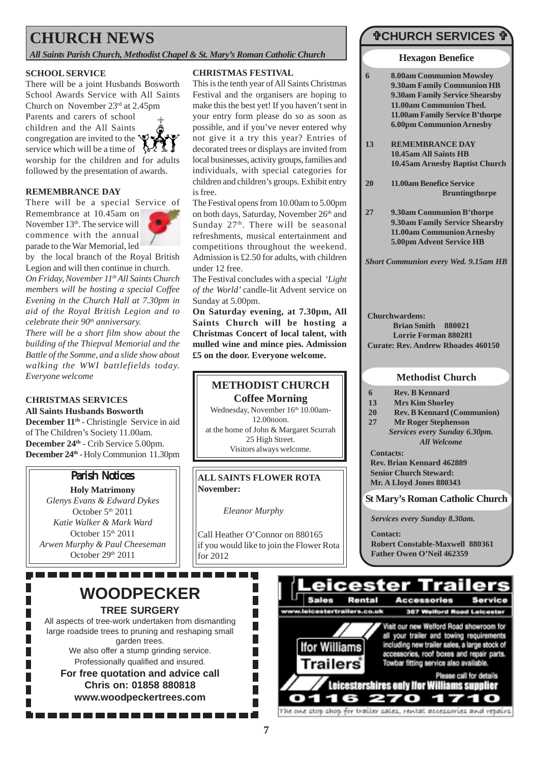# CHURCH NEWS

*All Saints Parish Church, Methodist Chapel & St. Mary's Roman Catholic Church*

### SCHOOL SERVICE

There will be a joint Husbands Bosworth School Awards Service with All Saints Church on November 23rd at 2.45pm

Parents and carers of school children and the All Saints congregation are invited to the service which will be a time of worship for the children and for adults followed by the presentation of awards.

### REMEMBRANCE DAY

There will be a special Service of Remembrance at 10.45am on November 13th. The service will commence with the annual parade to the War Memorial, led by the local branch of the Royal British Legion and will then continue in church.

*On Friday, November 11th All Saints Church members will be hosting a special Coffee Evening in the Church Hall at 7.30pm in aid of the Royal British Legion and to celebrate their 90th anniversary.*

*There will be a short film show about the building of the Thiepval Memorial and the Battle of the Somme, and a slide show about walking the WWI battlefields today. Everyone welcome*

### CHRISTMAS SERVICES

**All Saints Husbands Bosworth**

**December 11th** - Christingle Service in aid of The Children's Society 11.00am.
**December 24th** - Crib Service 5.00pm.
**December 24th** - Holy Communion 11.30pm

### Parish Notices

**Holy Matrimony**

*Glenys Evans & Edward Dykes*
October 5th 2011
*Katie Walker & Mark Ward*
October 15th 2011
*Arwen Murphy & Paul Cheeseman*
October 29th 2011

### CHRISTMAS FESTIVAL

This is the tenth year of All Saints Christmas Festival and the organisers are hoping to make this the best yet! If you haven't sent in your entry form please do so as soon as possible, and if you've never entered why not give it a try this year? Entries of decorated trees or displays are invited from local businesses, activity groups, families and individuals, with special categories for children and children's groups. Exhibit entry is free.

The Festival opens from 10.00am to 5.00pm on both days, Saturday, November 26th and Sunday 27th. There will be seasonal refreshments, musical entertainment and competitions throughout the weekend. Admission is £2.50 for adults, with children under 12 free.

The Festival concludes with a special *'Light of the World'* candle-lit Advent service on Sunday at 5.00pm.

**On Saturday evening, at 7.30pm, All Saints Church will be hosting a Christmas Concert of local talent, with mulled wine and mince pies. Admission £5 on the door. Everyone welcome.**

### METHODIST CHURCH
**Coffee Morning**

Wednesday, November 16th 10.00am-12.00noon.
at the home of John & Margaret Scurrah
25 High Street.
Visitors always welcome.

### ALL SAINTS FLOWER ROTA
**November:**

*Eleanor Murphy*

Call Heather O'Connor on 880165 if you would like to join the Flower Rota for 2012

## ✞CHURCH SERVICES ✞

### Hexagon Benefice

**6**
**8.00am Communion Mowsley**
**9.30am Family Communion HB**
**9.30am Family Service Shearsby**
**11.00am Communion Thed.**
**11.00am Family Service B'thorpe**
**6.00pm Communion Arnesby**

**13**
**REMEMBRANCE DAY**
**10.45am All Saints HB**
**10.45am Arnesby Baptist Church**

**20**
**11.00am Benefice Service Bruntingthorpe**

**27**
**9.30am Communion B'thorpe**
**9.30am Family Service Shearsby**
**11.00am Communion Arnesby**
**5.00pm Advent Service HB**

***Short Communion every Wed. 9.15am HB***

**Churchwardens:**
**Brian Smith 880021**
**Lorrie Forman 880281**
**Curate: Rev. Andrew Rhoades 460150**

### Methodist Church

**6** **Rev. B Kennard**
**13** **Mrs Kim Shorley**
**20** **Rev. B Kennard (Communion)**
**27** **Mr Roger Stephenson**

***Services every Sunday 6.30pm.***
***All Welcome***

**Contacts:**
**Rev. Brian Kennard 462889**
**Senior Church Steward:**
**Mr. A Lloyd Jones 880343**

### St Mary's Roman Catholic Church

***Services every Sunday 8.30am.***

**Contact:**
**Robert Constable-Maxwell 880361**
**Father Owen O'Neil 462359**

## WOODPECKER
**TREE SURGERY**

All aspects of tree-work undertaken from dismantling large roadside trees to pruning and reshaping small garden trees.
We also offer a stump grinding service.
Professionally qualified and insured.
**For free quotation and advice call**
**Chris on: 01858 880818**
**www.woodpeckertrees.com**

## Leicester Trailers
Sales Rental Accessories Service
www.leicestertrailers.co.uk 367 Welford Road Leicester

Ifor Williams Trailers

Visit our new Welford Road showroom for all your trailer and towing requirements including new trailer sales, a large stock of accessories, roof boxes and repair parts. Towbar fitting service also available.

Please call for details

Leicestershires only Ifor Williams supplier

0116 270 1710

The one stop shop for trailer sales, rental accessories and repairs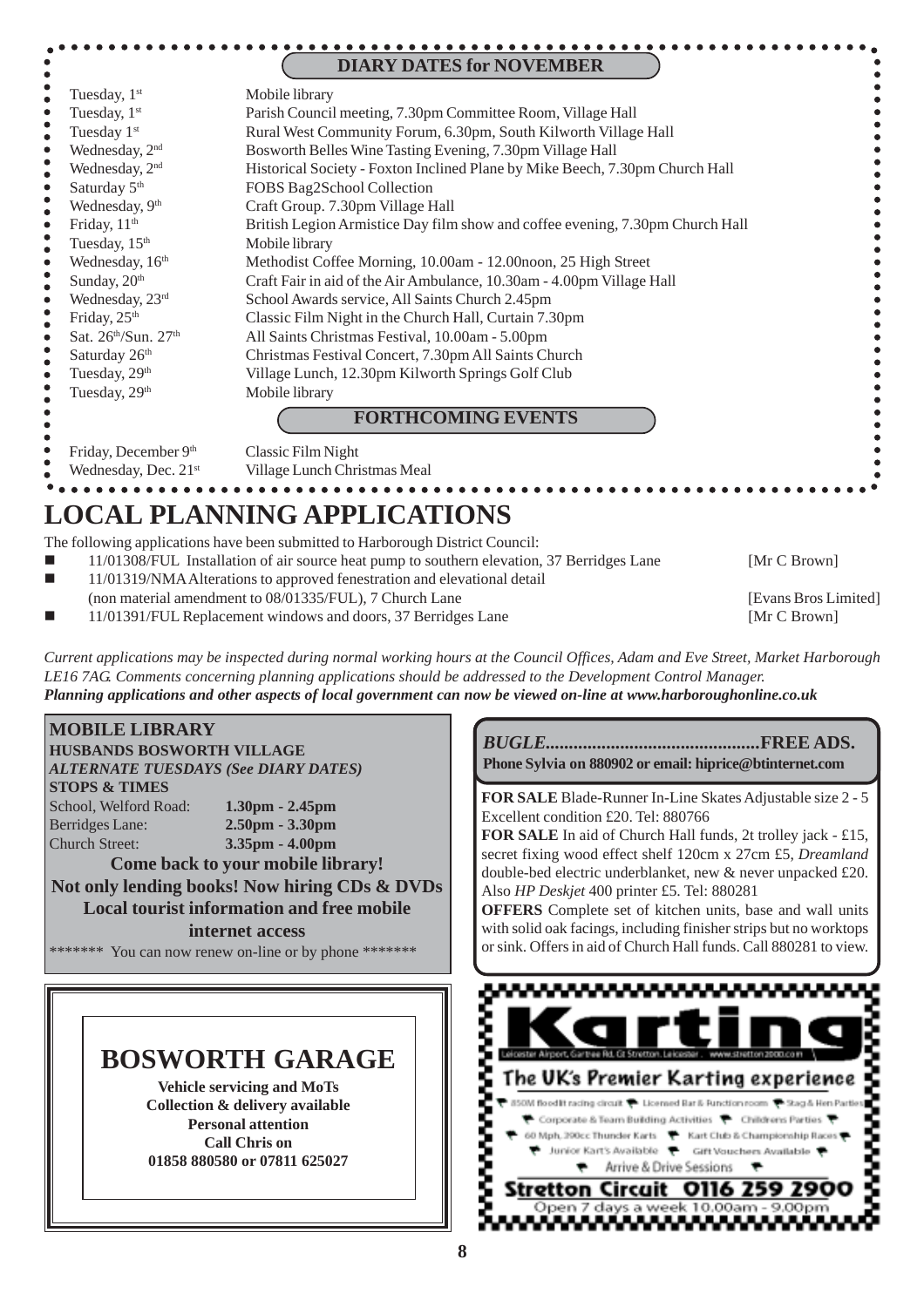## DIARY DATES for NOVEMBER

| | |
|---|---|
| Tuesday, 1st | Mobile library |
| Tuesday, 1st | Parish Council meeting, 7.30pm Committee Room, Village Hall |
| Tuesday 1st | Rural West Community Forum, 6.30pm, South Kilworth Village Hall |
| Wednesday, 2nd | Bosworth Belles Wine Tasting Evening, 7.30pm Village Hall |
| Wednesday, 2nd | Historical Society - Foxton Inclined Plane by Mike Beech, 7.30pm Church Hall |
| Saturday 5th | FOBS Bag2School Collection |
| Wednesday, 9th | Craft Group. 7.30pm Village Hall |
| Friday, 11th | British Legion Armistice Day film show and coffee evening, 7.30pm Church Hall |
| Tuesday, 15th | Mobile library |
| Wednesday, 16th | Methodist Coffee Morning, 10.00am - 12.00noon, 25 High Street |
| Sunday, 20th | Craft Fair in aid of the Air Ambulance, 10.30am - 4.00pm Village Hall |
| Wednesday, 23rd | School Awards service, All Saints Church 2.45pm |
| Friday, 25th | Classic Film Night in the Church Hall, Curtain 7.30pm |
| Sat. 26th/Sun. 27th | All Saints Christmas Festival, 10.00am - 5.00pm |
| Saturday 26th | Christmas Festival Concert, 7.30pm All Saints Church |
| Tuesday, 29th | Village Lunch, 12.30pm Kilworth Springs Golf Club |
| Tuesday, 29th | Mobile library |

## FORTHCOMING EVENTS

| | |
|---|---|
| Friday, December 9th | Classic Film Night |
| Wednesday, Dec. 21st | Village Lunch Christmas Meal |

# LOCAL PLANNING APPLICATIONS

The following applications have been submitted to Harborough District Council:

- 11/01308/FUL Installation of air source heat pump to southern elevation, 37 Berridges Lane [Mr C Brown]
- 11/01319/NMA Alterations to approved fenestration and elevational detail (non material amendment to 08/01335/FUL), 7 Church Lane [Evans Bros Limited]
- 11/01391/FUL Replacement windows and doors, 37 Berridges Lane [Mr C Brown]

*Current applications may be inspected during normal working hours at the Council Offices, Adam and Eve Street, Market Harborough LE16 7AG. Comments concerning planning applications should be addressed to the Development Control Manager.*
***Planning applications and other aspects of local government can now be viewed on-line at www.harboroughonline.co.uk***

## MOBILE LIBRARY

**HUSBANDS BOSWORTH VILLAGE**
***ALTERNATE TUESDAYS (See DIARY DATES)***
**STOPS & TIMES**

| | |
|---|---|
| School, Welford Road: | **1.30pm - 2.45pm** |
| Berridges Lane: | **2.50pm - 3.30pm** |
| Church Street: | **3.35pm - 4.00pm** |

**Come back to your mobile library!**
**Not only lending books! Now hiring CDs & DVDs**
**Local tourist information and free mobile internet access**

******* You can now renew on-line or by phone *******

## BUGLE..............................................FREE ADS.

**Phone Sylvia on 880902 or email: hiprice@btinternet.com**

**FOR SALE** Blade-Runner In-Line Skates Adjustable size 2 - 5 Excellent condition £20. Tel: 880766

**FOR SALE** In aid of Church Hall funds, 2t trolley jack - £15, secret fixing wood effect shelf 120cm x 27cm £5, *Dreamland* double-bed electric underblanket, new & never unpacked £20. Also *HP Deskjet* 400 printer £5. Tel: 880281

**OFFERS** Complete set of kitchen units, base and wall units with solid oak facings, including finisher strips but no worktops or sink. Offers in aid of Church Hall funds. Call 880281 to view.

## BOSWORTH GARAGE

**Vehicle servicing and MoTs**
**Collection & delivery available**
**Personal attention**
**Call Chris on**
**01858 880580 or 07811 625027**

# Karting

Leicester Airport, Gartree Rd, Gt Stretton, Leicester. www.stretton2000.com

**The UK's Premier Karting experience**

850M floodlit racing circuit · Licensed Bar & Function room · Stag & Hen Parties · Corporate & Team Building Activities · Childrens Parties · 60 Mph, 390cc Thunder Karts · Kart Club & Championship Races · Junior Kart's Available · Gift Vouchers Available · Arrive & Drive Sessions

**Stretton Circuit 0116 259 2900**
Open 7 days a week 10.00am - 9.00pm